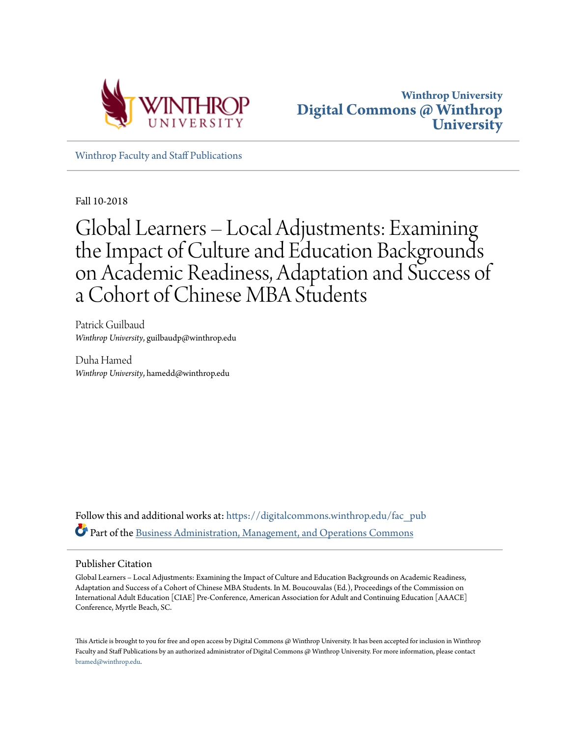Winthrop University
**Digital Commons @ Winthrop University**

Winthrop Faculty and Staff Publications

Fall 10-2018

# Global Learners – Local Adjustments: Examining the Impact of Culture and Education Backgrounds on Academic Readiness, Adaptation and Success of a Cohort of Chinese MBA Students

Patrick Guilbaud
*Winthrop University*, guilbaudp@winthrop.edu

Duha Hamed
*Winthrop University*, hamedd@winthrop.edu

Follow this and additional works at: https://digitalcommons.winthrop.edu/fac_pub

Part of the Business Administration, Management, and Operations Commons

## Publisher Citation

Global Learners – Local Adjustments: Examining the Impact of Culture and Education Backgrounds on Academic Readiness, Adaptation and Success of a Cohort of Chinese MBA Students. In M. Boucouvalas (Ed.), Proceedings of the Commission on International Adult Education [CIAE] Pre-Conference, American Association for Adult and Continuing Education [AAACE] Conference, Myrtle Beach, SC.

This Article is brought to you for free and open access by Digital Commons @ Winthrop University. It has been accepted for inclusion in Winthrop Faculty and Staff Publications by an authorized administrator of Digital Commons @ Winthrop University. For more information, please contact bramed@winthrop.edu.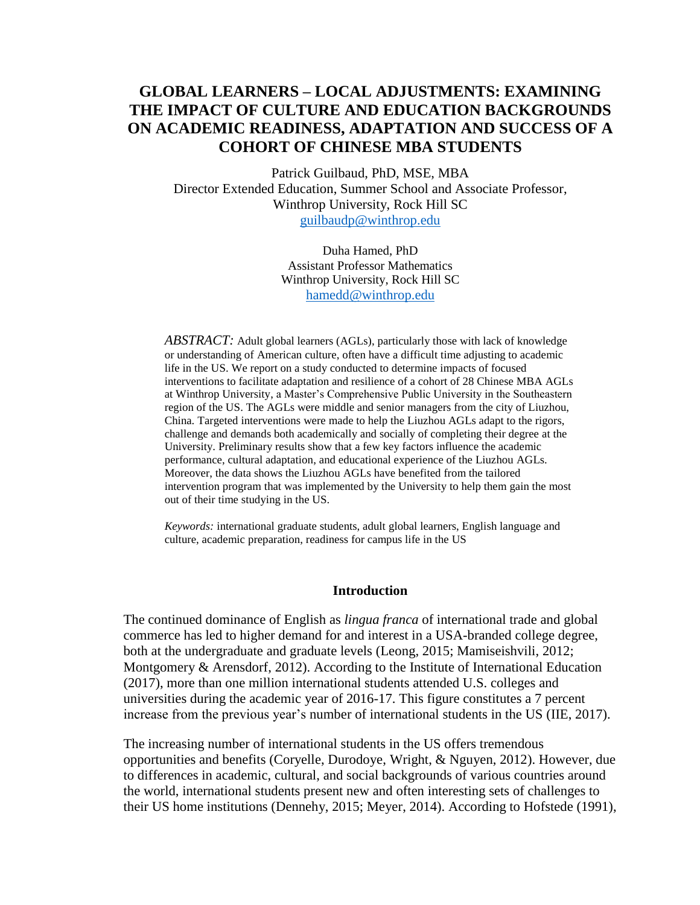# GLOBAL LEARNERS – LOCAL ADJUSTMENTS: EXAMINING THE IMPACT OF CULTURE AND EDUCATION BACKGROUNDS ON ACADEMIC READINESS, ADAPTATION AND SUCCESS OF A COHORT OF CHINESE MBA STUDENTS

Patrick Guilbaud, PhD, MSE, MBA
Director Extended Education, Summer School and Associate Professor,
Winthrop University, Rock Hill SC
guilbaudp@winthrop.edu

Duha Hamed, PhD
Assistant Professor Mathematics
Winthrop University, Rock Hill SC
hamedd@winthrop.edu

*ABSTRACT:* Adult global learners (AGLs), particularly those with lack of knowledge or understanding of American culture, often have a difficult time adjusting to academic life in the US. We report on a study conducted to determine impacts of focused interventions to facilitate adaptation and resilience of a cohort of 28 Chinese MBA AGLs at Winthrop University, a Master's Comprehensive Public University in the Southeastern region of the US. The AGLs were middle and senior managers from the city of Liuzhou, China. Targeted interventions were made to help the Liuzhou AGLs adapt to the rigors, challenge and demands both academically and socially of completing their degree at the University. Preliminary results show that a few key factors influence the academic performance, cultural adaptation, and educational experience of the Liuzhou AGLs. Moreover, the data shows the Liuzhou AGLs have benefited from the tailored intervention program that was implemented by the University to help them gain the most out of their time studying in the US.

*Keywords:* international graduate students, adult global learners, English language and culture, academic preparation, readiness for campus life in the US

## Introduction

The continued dominance of English as *lingua franca* of international trade and global commerce has led to higher demand for and interest in a USA-branded college degree, both at the undergraduate and graduate levels (Leong, 2015; Mamiseishvili, 2012; Montgomery & Arensdorf, 2012). According to the Institute of International Education (2017), more than one million international students attended U.S. colleges and universities during the academic year of 2016-17. This figure constitutes a 7 percent increase from the previous year's number of international students in the US (IIE, 2017).

The increasing number of international students in the US offers tremendous opportunities and benefits (Coryelle, Durodoye, Wright, & Nguyen, 2012). However, due to differences in academic, cultural, and social backgrounds of various countries around the world, international students present new and often interesting sets of challenges to their US home institutions (Dennehy, 2015; Meyer, 2014). According to Hofstede (1991),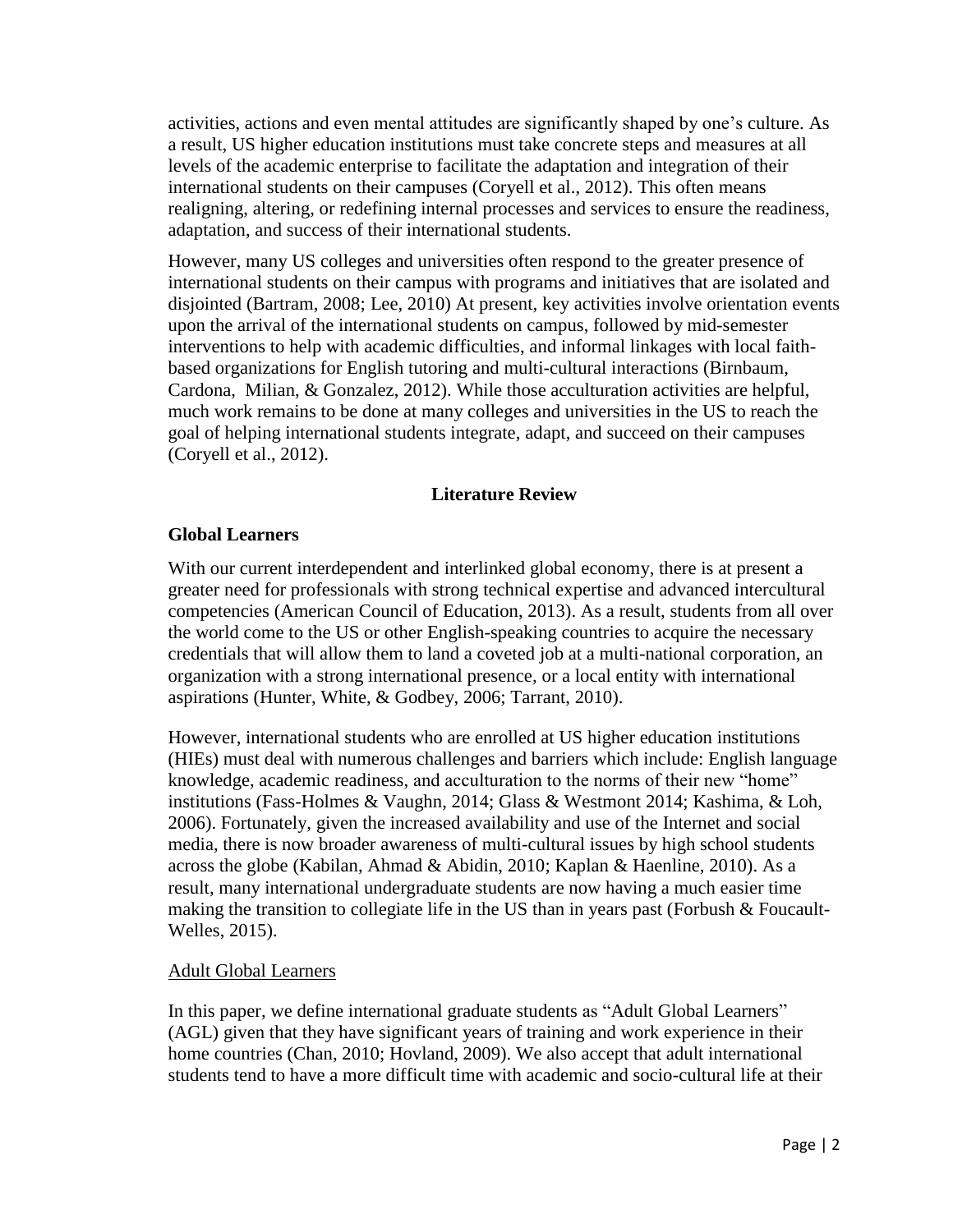activities, actions and even mental attitudes are significantly shaped by one's culture. As a result, US higher education institutions must take concrete steps and measures at all levels of the academic enterprise to facilitate the adaptation and integration of their international students on their campuses (Coryell et al., 2012). This often means realigning, altering, or redefining internal processes and services to ensure the readiness, adaptation, and success of their international students.

However, many US colleges and universities often respond to the greater presence of international students on their campus with programs and initiatives that are isolated and disjointed (Bartram, 2008; Lee, 2010) At present, key activities involve orientation events upon the arrival of the international students on campus, followed by mid-semester interventions to help with academic difficulties, and informal linkages with local faith-based organizations for English tutoring and multi-cultural interactions (Birnbaum, Cardona, Milian, & Gonzalez, 2012). While those acculturation activities are helpful, much work remains to be done at many colleges and universities in the US to reach the goal of helping international students integrate, adapt, and succeed on their campuses (Coryell et al., 2012).

## Literature Review

### Global Learners

With our current interdependent and interlinked global economy, there is at present a greater need for professionals with strong technical expertise and advanced intercultural competencies (American Council of Education, 2013). As a result, students from all over the world come to the US or other English-speaking countries to acquire the necessary credentials that will allow them to land a coveted job at a multi-national corporation, an organization with a strong international presence, or a local entity with international aspirations (Hunter, White, & Godbey, 2006; Tarrant, 2010).

However, international students who are enrolled at US higher education institutions (HIEs) must deal with numerous challenges and barriers which include: English language knowledge, academic readiness, and acculturation to the norms of their new "home" institutions (Fass-Holmes & Vaughn, 2014; Glass & Westmont 2014; Kashima, & Loh, 2006). Fortunately, given the increased availability and use of the Internet and social media, there is now broader awareness of multi-cultural issues by high school students across the globe (Kabilan, Ahmad & Abidin, 2010; Kaplan & Haenline, 2010). As a result, many international undergraduate students are now having a much easier time making the transition to collegiate life in the US than in years past (Forbush & Foucault-Welles, 2015).

#### Adult Global Learners

In this paper, we define international graduate students as "Adult Global Learners" (AGL) given that they have significant years of training and work experience in their home countries (Chan, 2010; Hovland, 2009). We also accept that adult international students tend to have a more difficult time with academic and socio-cultural life at their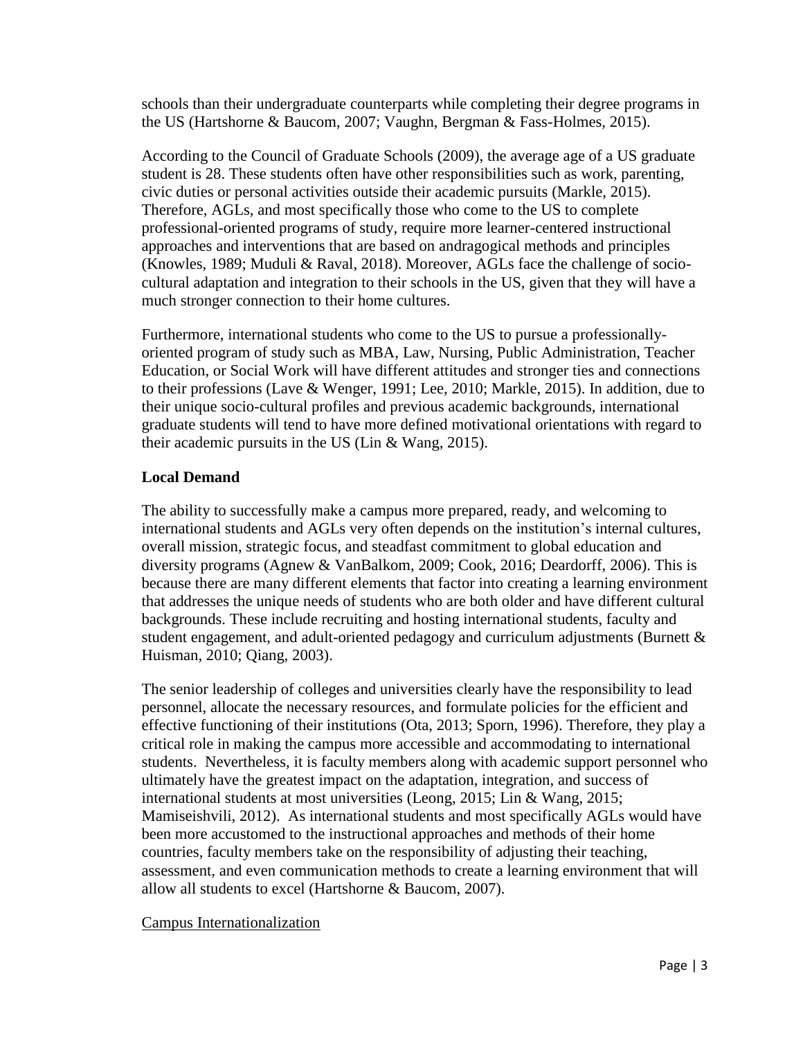schools than their undergraduate counterparts while completing their degree programs in the US (Hartshorne & Baucom, 2007; Vaughn, Bergman & Fass-Holmes, 2015).

According to the Council of Graduate Schools (2009), the average age of a US graduate student is 28. These students often have other responsibilities such as work, parenting, civic duties or personal activities outside their academic pursuits (Markle, 2015). Therefore, AGLs, and most specifically those who come to the US to complete professional-oriented programs of study, require more learner-centered instructional approaches and interventions that are based on andragogical methods and principles (Knowles, 1989; Muduli & Raval, 2018). Moreover, AGLs face the challenge of socio-cultural adaptation and integration to their schools in the US, given that they will have a much stronger connection to their home cultures.

Furthermore, international students who come to the US to pursue a professionally-oriented program of study such as MBA, Law, Nursing, Public Administration, Teacher Education, or Social Work will have different attitudes and stronger ties and connections to their professions (Lave & Wenger, 1991; Lee, 2010; Markle, 2015). In addition, due to their unique socio-cultural profiles and previous academic backgrounds, international graduate students will tend to have more defined motivational orientations with regard to their academic pursuits in the US (Lin & Wang, 2015).

**Local Demand**

The ability to successfully make a campus more prepared, ready, and welcoming to international students and AGLs very often depends on the institution's internal cultures, overall mission, strategic focus, and steadfast commitment to global education and diversity programs (Agnew & VanBalkom, 2009; Cook, 2016; Deardorff, 2006). This is because there are many different elements that factor into creating a learning environment that addresses the unique needs of students who are both older and have different cultural backgrounds. These include recruiting and hosting international students, faculty and student engagement, and adult-oriented pedagogy and curriculum adjustments (Burnett & Huisman, 2010; Qiang, 2003).

The senior leadership of colleges and universities clearly have the responsibility to lead personnel, allocate the necessary resources, and formulate policies for the efficient and effective functioning of their institutions (Ota, 2013; Sporn, 1996). Therefore, they play a critical role in making the campus more accessible and accommodating to international students. Nevertheless, it is faculty members along with academic support personnel who ultimately have the greatest impact on the adaptation, integration, and success of international students at most universities (Leong, 2015; Lin & Wang, 2015; Mamiseishvili, 2012). As international students and most specifically AGLs would have been more accustomed to the instructional approaches and methods of their home countries, faculty members take on the responsibility of adjusting their teaching, assessment, and even communication methods to create a learning environment that will allow all students to excel (Hartshorne & Baucom, 2007).

<u>Campus Internationalization</u>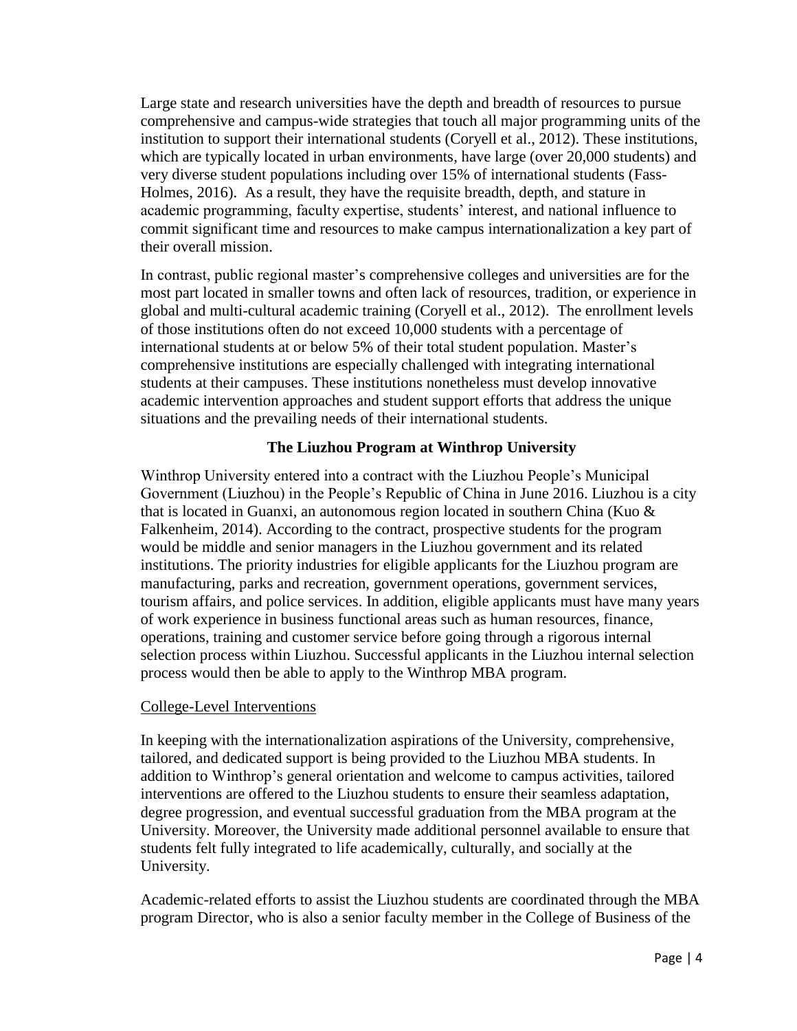Large state and research universities have the depth and breadth of resources to pursue comprehensive and campus-wide strategies that touch all major programming units of the institution to support their international students (Coryell et al., 2012). These institutions, which are typically located in urban environments, have large (over 20,000 students) and very diverse student populations including over 15% of international students (Fass-Holmes, 2016). As a result, they have the requisite breadth, depth, and stature in academic programming, faculty expertise, students' interest, and national influence to commit significant time and resources to make campus internationalization a key part of their overall mission.

In contrast, public regional master's comprehensive colleges and universities are for the most part located in smaller towns and often lack of resources, tradition, or experience in global and multi-cultural academic training (Coryell et al., 2012). The enrollment levels of those institutions often do not exceed 10,000 students with a percentage of international students at or below 5% of their total student population. Master's comprehensive institutions are especially challenged with integrating international students at their campuses. These institutions nonetheless must develop innovative academic intervention approaches and student support efforts that address the unique situations and the prevailing needs of their international students.

## The Liuzhou Program at Winthrop University

Winthrop University entered into a contract with the Liuzhou People's Municipal Government (Liuzhou) in the People's Republic of China in June 2016. Liuzhou is a city that is located in Guanxi, an autonomous region located in southern China (Kuo & Falkenheim, 2014). According to the contract, prospective students for the program would be middle and senior managers in the Liuzhou government and its related institutions. The priority industries for eligible applicants for the Liuzhou program are manufacturing, parks and recreation, government operations, government services, tourism affairs, and police services. In addition, eligible applicants must have many years of work experience in business functional areas such as human resources, finance, operations, training and customer service before going through a rigorous internal selection process within Liuzhou. Successful applicants in the Liuzhou internal selection process would then be able to apply to the Winthrop MBA program.

### College-Level Interventions

In keeping with the internationalization aspirations of the University, comprehensive, tailored, and dedicated support is being provided to the Liuzhou MBA students. In addition to Winthrop's general orientation and welcome to campus activities, tailored interventions are offered to the Liuzhou students to ensure their seamless adaptation, degree progression, and eventual successful graduation from the MBA program at the University. Moreover, the University made additional personnel available to ensure that students felt fully integrated to life academically, culturally, and socially at the University.

Academic-related efforts to assist the Liuzhou students are coordinated through the MBA program Director, who is also a senior faculty member in the College of Business of the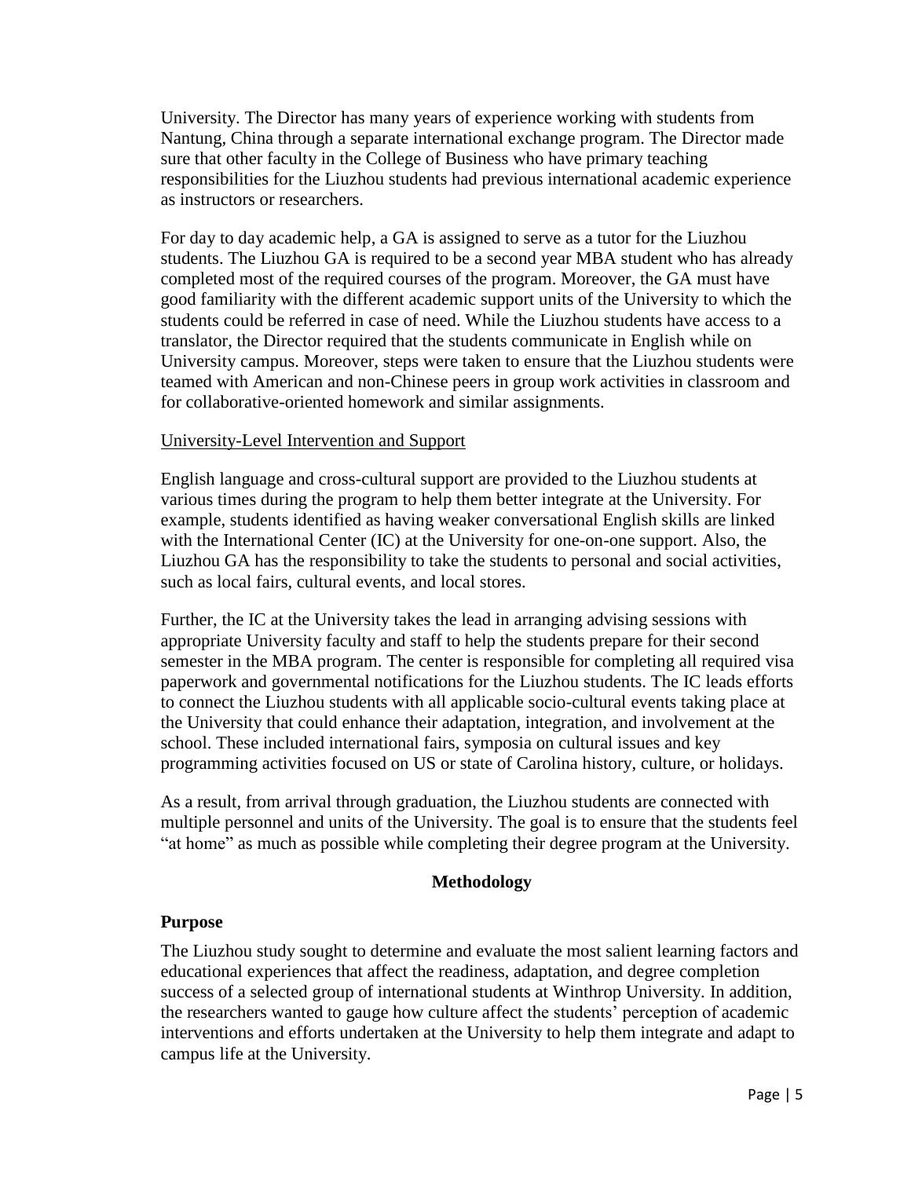University. The Director has many years of experience working with students from Nantung, China through a separate international exchange program. The Director made sure that other faculty in the College of Business who have primary teaching responsibilities for the Liuzhou students had previous international academic experience as instructors or researchers.

For day to day academic help, a GA is assigned to serve as a tutor for the Liuzhou students. The Liuzhou GA is required to be a second year MBA student who has already completed most of the required courses of the program. Moreover, the GA must have good familiarity with the different academic support units of the University to which the students could be referred in case of need. While the Liuzhou students have access to a translator, the Director required that the students communicate in English while on University campus. Moreover, steps were taken to ensure that the Liuzhou students were teamed with American and non-Chinese peers in group work activities in classroom and for collaborative-oriented homework and similar assignments.

<u>University-Level Intervention and Support</u>

English language and cross-cultural support are provided to the Liuzhou students at various times during the program to help them better integrate at the University. For example, students identified as having weaker conversational English skills are linked with the International Center (IC) at the University for one-on-one support. Also, the Liuzhou GA has the responsibility to take the students to personal and social activities, such as local fairs, cultural events, and local stores.

Further, the IC at the University takes the lead in arranging advising sessions with appropriate University faculty and staff to help the students prepare for their second semester in the MBA program. The center is responsible for completing all required visa paperwork and governmental notifications for the Liuzhou students. The IC leads efforts to connect the Liuzhou students with all applicable socio-cultural events taking place at the University that could enhance their adaptation, integration, and involvement at the school. These included international fairs, symposia on cultural issues and key programming activities focused on US or state of Carolina history, culture, or holidays.

As a result, from arrival through graduation, the Liuzhou students are connected with multiple personnel and units of the University. The goal is to ensure that the students feel "at home" as much as possible while completing their degree program at the University.

## Methodology

### Purpose

The Liuzhou study sought to determine and evaluate the most salient learning factors and educational experiences that affect the readiness, adaptation, and degree completion success of a selected group of international students at Winthrop University. In addition, the researchers wanted to gauge how culture affect the students' perception of academic interventions and efforts undertaken at the University to help them integrate and adapt to campus life at the University.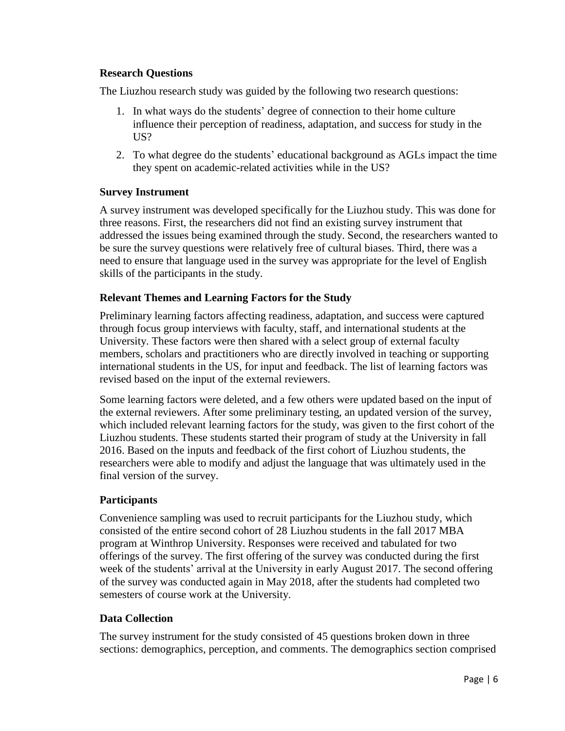### Research Questions

The Liuzhou research study was guided by the following two research questions:

1. In what ways do the students' degree of connection to their home culture influence their perception of readiness, adaptation, and success for study in the US?
2. To what degree do the students' educational background as AGLs impact the time they spent on academic-related activities while in the US?

### Survey Instrument

A survey instrument was developed specifically for the Liuzhou study. This was done for three reasons. First, the researchers did not find an existing survey instrument that addressed the issues being examined through the study. Second, the researchers wanted to be sure the survey questions were relatively free of cultural biases. Third, there was a need to ensure that language used in the survey was appropriate for the level of English skills of the participants in the study.

### Relevant Themes and Learning Factors for the Study

Preliminary learning factors affecting readiness, adaptation, and success were captured through focus group interviews with faculty, staff, and international students at the University. These factors were then shared with a select group of external faculty members, scholars and practitioners who are directly involved in teaching or supporting international students in the US, for input and feedback. The list of learning factors was revised based on the input of the external reviewers.

Some learning factors were deleted, and a few others were updated based on the input of the external reviewers. After some preliminary testing, an updated version of the survey, which included relevant learning factors for the study, was given to the first cohort of the Liuzhou students. These students started their program of study at the University in fall 2016. Based on the inputs and feedback of the first cohort of Liuzhou students, the researchers were able to modify and adjust the language that was ultimately used in the final version of the survey.

### Participants

Convenience sampling was used to recruit participants for the Liuzhou study, which consisted of the entire second cohort of 28 Liuzhou students in the fall 2017 MBA program at Winthrop University. Responses were received and tabulated for two offerings of the survey. The first offering of the survey was conducted during the first week of the students' arrival at the University in early August 2017. The second offering of the survey was conducted again in May 2018, after the students had completed two semesters of course work at the University.

### Data Collection

The survey instrument for the study consisted of 45 questions broken down in three sections: demographics, perception, and comments. The demographics section comprised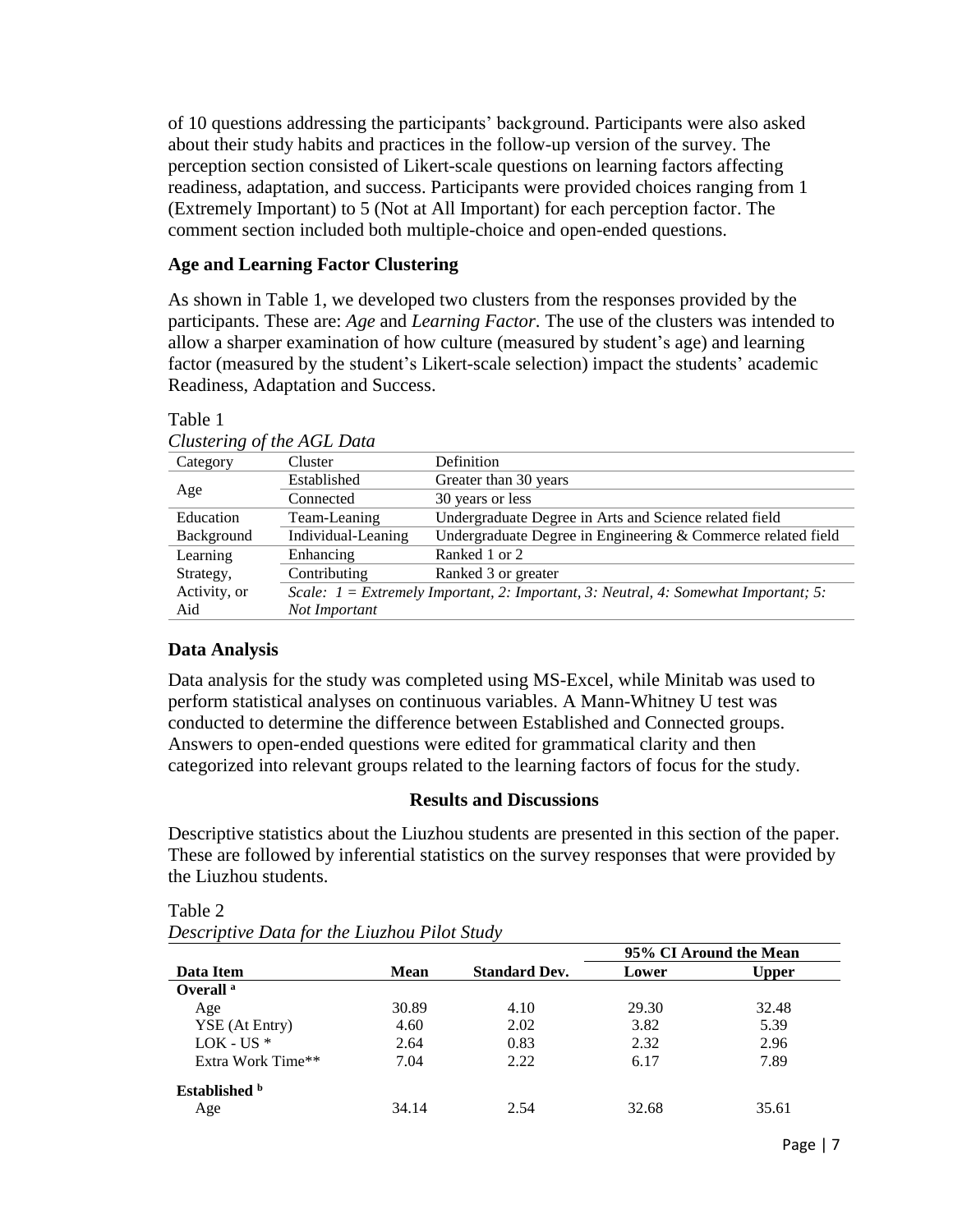of 10 questions addressing the participants' background. Participants were also asked about their study habits and practices in the follow-up version of the survey. The perception section consisted of Likert-scale questions on learning factors affecting readiness, adaptation, and success. Participants were provided choices ranging from 1 (Extremely Important) to 5 (Not at All Important) for each perception factor. The comment section included both multiple-choice and open-ended questions.

### Age and Learning Factor Clustering

As shown in Table 1, we developed two clusters from the responses provided by the participants. These are: *Age* and *Learning Factor*. The use of the clusters was intended to allow a sharper examination of how culture (measured by student's age) and learning factor (measured by the student's Likert-scale selection) impact the students' academic Readiness, Adaptation and Success.

Table 1
*Clustering of the AGL Data*

| Category | Cluster | Definition |
|---|---|---|
| Age | Established | Greater than 30 years |
| | Connected | 30 years or less |
| Education Background | Team-Leaning | Undergraduate Degree in Arts and Science related field |
| | Individual-Leaning | Undergraduate Degree in Engineering & Commerce related field |
| Learning Strategy, Activity, or Aid | Enhancing | Ranked 1 or 2 |
| | Contributing | Ranked 3 or greater |
| | *Scale: 1 = Extremely Important, 2: Important, 3: Neutral, 4: Somewhat Important; 5: Not Important* | |

### Data Analysis

Data analysis for the study was completed using MS-Excel, while Minitab was used to perform statistical analyses on continuous variables. A Mann-Whitney U test was conducted to determine the difference between Established and Connected groups. Answers to open-ended questions were edited for grammatical clarity and then categorized into relevant groups related to the learning factors of focus for the study.

## Results and Discussions

Descriptive statistics about the Liuzhou students are presented in this section of the paper. These are followed by inferential statistics on the survey responses that were provided by the Liuzhou students.

Table 2
*Descriptive Data for the Liuzhou Pilot Study*

| | | | 95% CI Around the Mean | |
|---|---|---|---|---|
| **Data Item** | **Mean** | **Standard Dev.** | **Lower** | **Upper** |
| **Overall** [a] | | | | |
| Age | 30.89 | 4.10 | 29.30 | 32.48 |
| YSE (At Entry) | 4.60 | 2.02 | 3.82 | 5.39 |
| LOK - US * | 2.64 | 0.83 | 2.32 | 2.96 |
| Extra Work Time** | 7.04 | 2.22 | 6.17 | 7.89 |
| **Established** [b] | | | | |
| Age | 34.14 | 2.54 | 32.68 | 35.61 |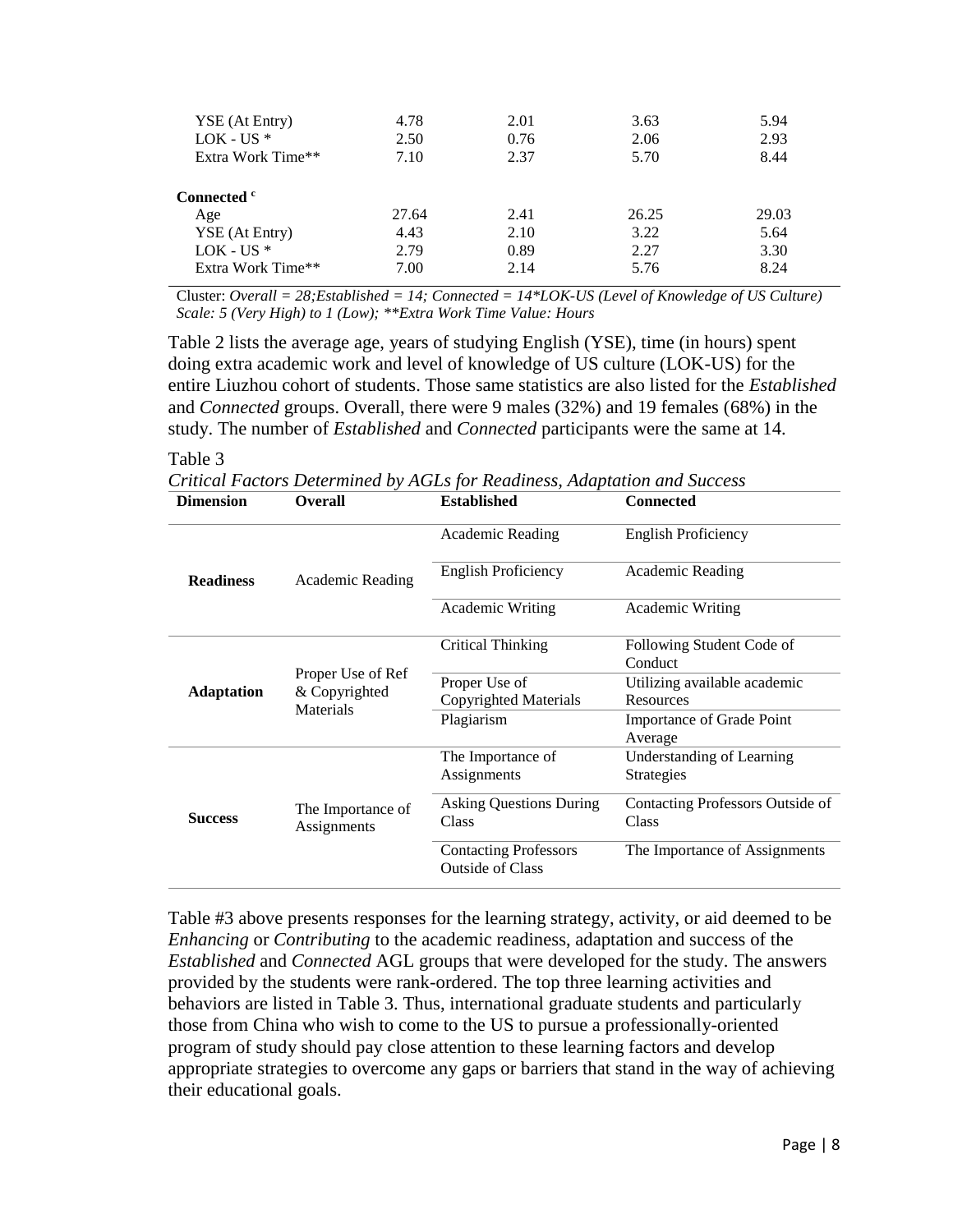| | | | | |
|---|---|---|---|---|
| YSE (At Entry) | 4.78 | 2.01 | 3.63 | 5.94 |
| LOK - US * | 2.50 | 0.76 | 2.06 | 2.93 |
| Extra Work Time** | 7.10 | 2.37 | 5.70 | 8.44 |
| **Connected** [c] | | | | |
| Age | 27.64 | 2.41 | 26.25 | 29.03 |
| YSE (At Entry) | 4.43 | 2.10 | 3.22 | 5.64 |
| LOK - US * | 2.79 | 0.89 | 2.27 | 3.30 |
| Extra Work Time** | 7.00 | 2.14 | 5.76 | 8.24 |

Cluster: *Overall = 28;Established = 14; Connected = 14*LOK-US (Level of Knowledge of US Culture) Scale: 5 (Very High) to 1 (Low); **Extra Work Time Value: Hours*

Table 2 lists the average age, years of studying English (YSE), time (in hours) spent doing extra academic work and level of knowledge of US culture (LOK-US) for the entire Liuzhou cohort of students. Those same statistics are also listed for the *Established* and *Connected* groups. Overall, there were 9 males (32%) and 19 females (68%) in the study. The number of *Established* and *Connected* participants were the same at 14.

Table 3

*Critical Factors Determined by AGLs for Readiness, Adaptation and Success*

| Dimension | Overall | Established | Connected |
|---|---|---|---|
| **Readiness** | Academic Reading | Academic Reading | English Proficiency |
| | | English Proficiency | Academic Reading |
| | | Academic Writing | Academic Writing |
| **Adaptation** | Proper Use of Ref & Copyrighted Materials | Critical Thinking | Following Student Code of Conduct |
| | | Proper Use of Copyrighted Materials | Utilizing available academic Resources |
| | | Plagiarism | Importance of Grade Point Average |
| **Success** | The Importance of Assignments | The Importance of Assignments | Understanding of Learning Strategies |
| | | Asking Questions During Class | Contacting Professors Outside of Class |
| | | Contacting Professors Outside of Class | The Importance of Assignments |

Table #3 above presents responses for the learning strategy, activity, or aid deemed to be *Enhancing* or *Contributing* to the academic readiness, adaptation and success of the *Established* and *Connected* AGL groups that were developed for the study. The answers provided by the students were rank-ordered. The top three learning activities and behaviors are listed in Table 3. Thus, international graduate students and particularly those from China who wish to come to the US to pursue a professionally-oriented program of study should pay close attention to these learning factors and develop appropriate strategies to overcome any gaps or barriers that stand in the way of achieving their educational goals.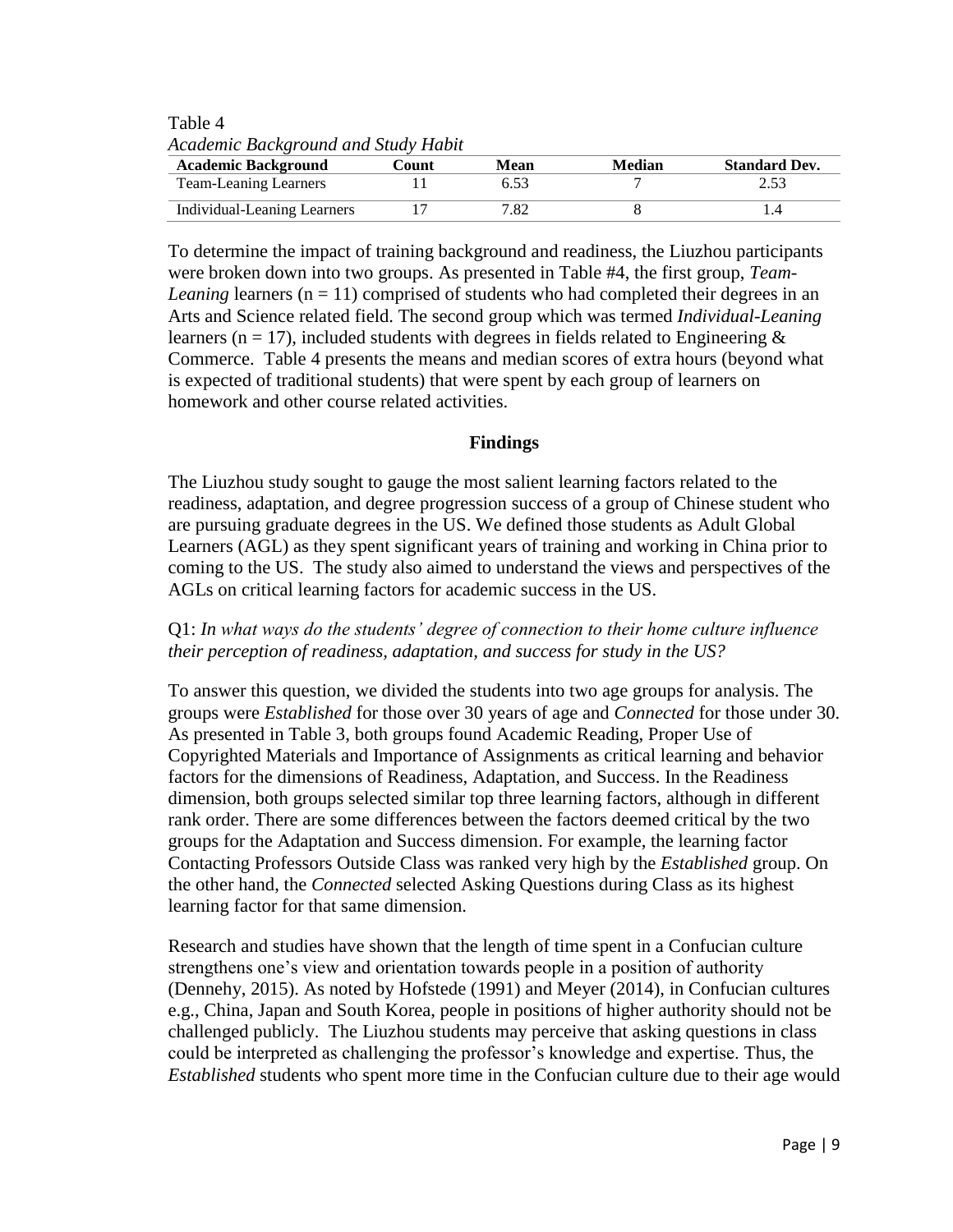Table 4

*Academic Background and Study Habit*

| Academic Background | Count | Mean | Median | Standard Dev. |
|---|---|---|---|---|
| Team-Leaning Learners | 11 | 6.53 | 7 | 2.53 |
| Individual-Leaning Learners | 17 | 7.82 | 8 | 1.4 |

To determine the impact of training background and readiness, the Liuzhou participants were broken down into two groups. As presented in Table #4, the first group, *Team-Leaning* learners (n = 11) comprised of students who had completed their degrees in an Arts and Science related field. The second group which was termed *Individual-Leaning* learners (n = 17), included students with degrees in fields related to Engineering & Commerce. Table 4 presents the means and median scores of extra hours (beyond what is expected of traditional students) that were spent by each group of learners on homework and other course related activities.

## Findings

The Liuzhou study sought to gauge the most salient learning factors related to the readiness, adaptation, and degree progression success of a group of Chinese student who are pursuing graduate degrees in the US. We defined those students as Adult Global Learners (AGL) as they spent significant years of training and working in China prior to coming to the US. The study also aimed to understand the views and perspectives of the AGLs on critical learning factors for academic success in the US.

Q1: *In what ways do the students' degree of connection to their home culture influence their perception of readiness, adaptation, and success for study in the US?*

To answer this question, we divided the students into two age groups for analysis. The groups were *Established* for those over 30 years of age and *Connected* for those under 30. As presented in Table 3, both groups found Academic Reading, Proper Use of Copyrighted Materials and Importance of Assignments as critical learning and behavior factors for the dimensions of Readiness, Adaptation, and Success. In the Readiness dimension, both groups selected similar top three learning factors, although in different rank order. There are some differences between the factors deemed critical by the two groups for the Adaptation and Success dimension. For example, the learning factor Contacting Professors Outside Class was ranked very high by the *Established* group. On the other hand, the *Connected* selected Asking Questions during Class as its highest learning factor for that same dimension.

Research and studies have shown that the length of time spent in a Confucian culture strengthens one's view and orientation towards people in a position of authority (Dennehy, 2015). As noted by Hofstede (1991) and Meyer (2014), in Confucian cultures e.g., China, Japan and South Korea, people in positions of higher authority should not be challenged publicly. The Liuzhou students may perceive that asking questions in class could be interpreted as challenging the professor's knowledge and expertise. Thus, the *Established* students who spent more time in the Confucian culture due to their age would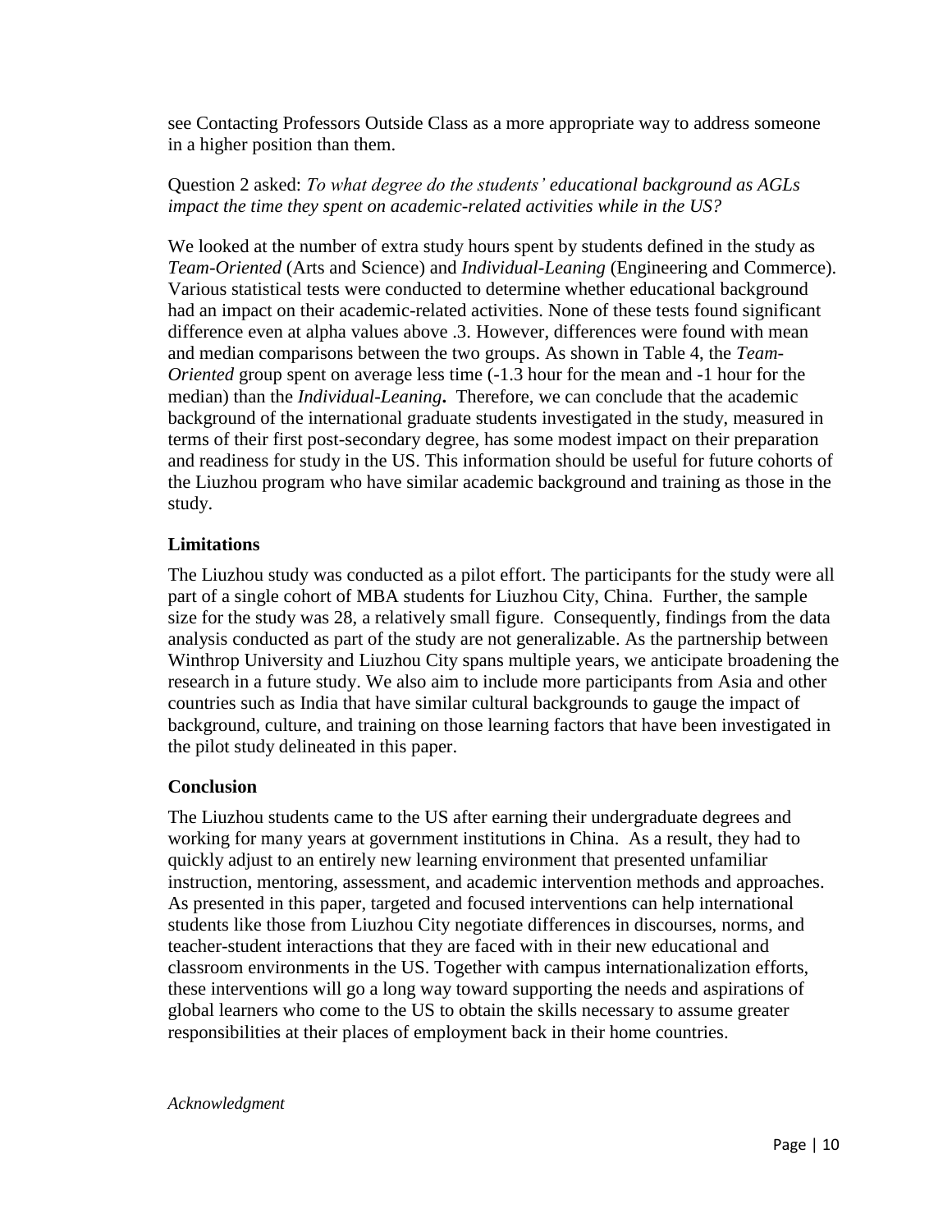see Contacting Professors Outside Class as a more appropriate way to address someone in a higher position than them.

Question 2 asked: *To what degree do the students' educational background as AGLs impact the time they spent on academic-related activities while in the US?*

We looked at the number of extra study hours spent by students defined in the study as *Team-Oriented* (Arts and Science) and *Individual-Leaning* (Engineering and Commerce). Various statistical tests were conducted to determine whether educational background had an impact on their academic-related activities. None of these tests found significant difference even at alpha values above .3. However, differences were found with mean and median comparisons between the two groups. As shown in Table 4, the *Team-Oriented* group spent on average less time (-1.3 hour for the mean and -1 hour for the median) than the *Individual-Leaning*. Therefore, we can conclude that the academic background of the international graduate students investigated in the study, measured in terms of their first post-secondary degree, has some modest impact on their preparation and readiness for study in the US. This information should be useful for future cohorts of the Liuzhou program who have similar academic background and training as those in the study.

## Limitations

The Liuzhou study was conducted as a pilot effort. The participants for the study were all part of a single cohort of MBA students for Liuzhou City, China. Further, the sample size for the study was 28, a relatively small figure. Consequently, findings from the data analysis conducted as part of the study are not generalizable. As the partnership between Winthrop University and Liuzhou City spans multiple years, we anticipate broadening the research in a future study. We also aim to include more participants from Asia and other countries such as India that have similar cultural backgrounds to gauge the impact of background, culture, and training on those learning factors that have been investigated in the pilot study delineated in this paper.

## Conclusion

The Liuzhou students came to the US after earning their undergraduate degrees and working for many years at government institutions in China. As a result, they had to quickly adjust to an entirely new learning environment that presented unfamiliar instruction, mentoring, assessment, and academic intervention methods and approaches. As presented in this paper, targeted and focused interventions can help international students like those from Liuzhou City negotiate differences in discourses, norms, and teacher-student interactions that they are faced with in their new educational and classroom environments in the US. Together with campus internationalization efforts, these interventions will go a long way toward supporting the needs and aspirations of global learners who come to the US to obtain the skills necessary to assume greater responsibilities at their places of employment back in their home countries.

*Acknowledgment*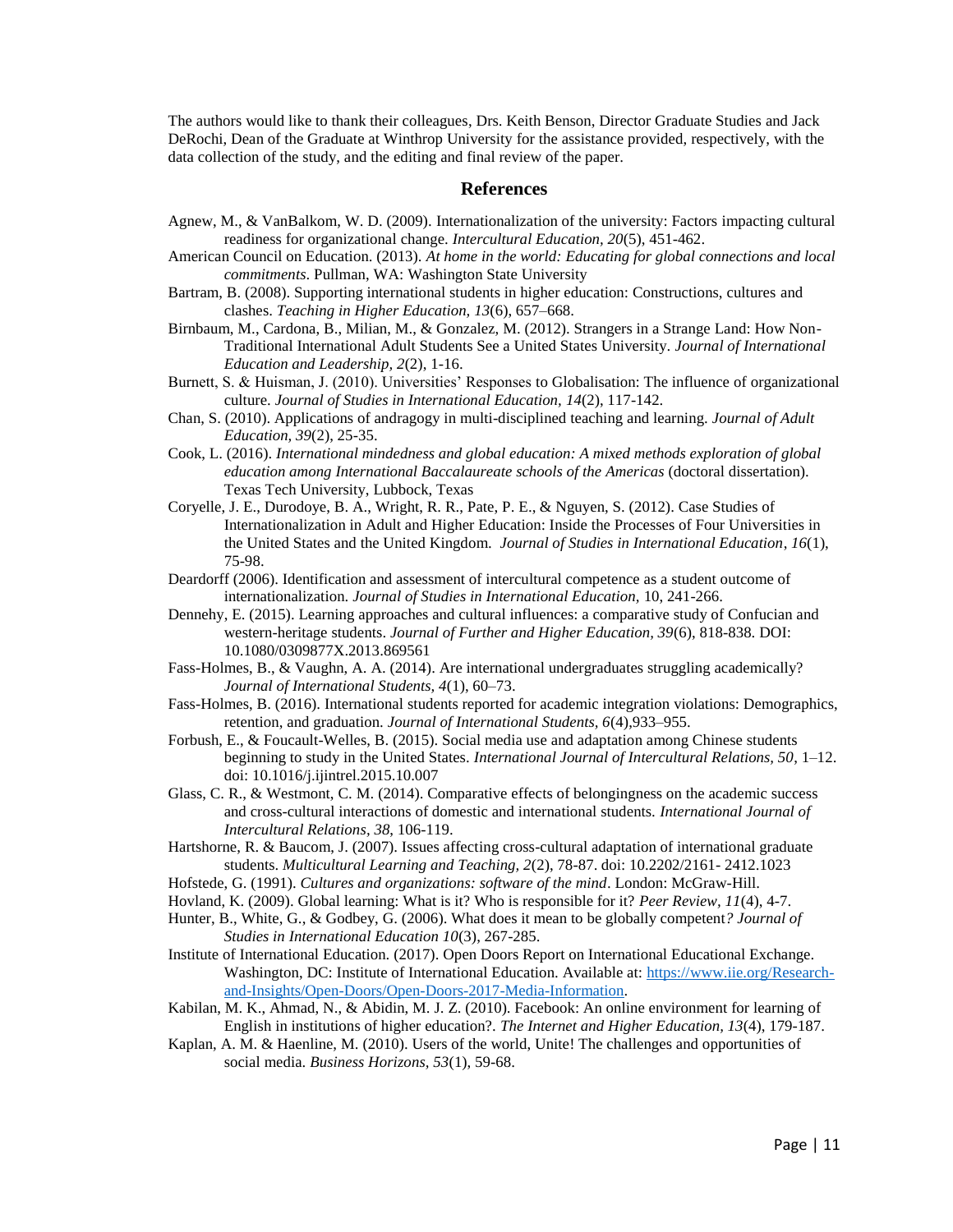The authors would like to thank their colleagues, Drs. Keith Benson, Director Graduate Studies and Jack DeRochi, Dean of the Graduate at Winthrop University for the assistance provided, respectively, with the data collection of the study, and the editing and final review of the paper.

## References

Agnew, M., & VanBalkom, W. D. (2009). Internationalization of the university: Factors impacting cultural readiness for organizational change. *Intercultural Education, 20*(5), 451-462.

American Council on Education. (2013). *At home in the world: Educating for global connections and local commitments*. Pullman, WA: Washington State University

Bartram, B. (2008). Supporting international students in higher education: Constructions, cultures and clashes. *Teaching in Higher Education, 13*(6), 657–668.

Birnbaum, M., Cardona, B., Milian, M., & Gonzalez, M. (2012). Strangers in a Strange Land: How Non-Traditional International Adult Students See a United States University. *Journal of International Education and Leadership, 2*(2), 1-16.

Burnett, S. & Huisman, J. (2010). Universities' Responses to Globalisation: The influence of organizational culture. *Journal of Studies in International Education, 14*(2), 117-142.

Chan, S. (2010). Applications of andragogy in multi-disciplined teaching and learning. *Journal of Adult Education, 39*(2), 25-35.

Cook, L. (2016). *International mindedness and global education: A mixed methods exploration of global education among International Baccalaureate schools of the Americas* (doctoral dissertation). Texas Tech University, Lubbock, Texas

Coryelle, J. E., Durodoye, B. A., Wright, R. R., Pate, P. E., & Nguyen, S. (2012). Case Studies of Internationalization in Adult and Higher Education: Inside the Processes of Four Universities in the United States and the United Kingdom. *Journal of Studies in International Education*, *16*(1), 75-98.

Deardorff (2006). Identification and assessment of intercultural competence as a student outcome of internationalization. *Journal of Studies in International Education,* 10, 241-266.

Dennehy, E. (2015). Learning approaches and cultural influences: a comparative study of Confucian and western-heritage students. *Journal of Further and Higher Education, 39*(6), 818-838. DOI: 10.1080/0309877X.2013.869561

Fass-Holmes, B., & Vaughn, A. A. (2014). Are international undergraduates struggling academically? *Journal of International Students, 4*(1), 60–73.

Fass-Holmes, B. (2016). International students reported for academic integration violations: Demographics, retention, and graduation. *Journal of International Students, 6*(4),933–955.

Forbush, E., & Foucault-Welles, B. (2015). Social media use and adaptation among Chinese students beginning to study in the United States. *International Journal of Intercultural Relations, 50*, 1–12. doi: 10.1016/j.ijintrel.2015.10.007

Glass, C. R., & Westmont, C. M. (2014). Comparative effects of belongingness on the academic success and cross-cultural interactions of domestic and international students. *International Journal of Intercultural Relations, 38,* 106-119.

Hartshorne, R. & Baucom, J. (2007). Issues affecting cross-cultural adaptation of international graduate students. *Multicultural Learning and Teaching, 2*(2), 78-87. doi: 10.2202/2161- 2412.1023

Hofstede, G. (1991). *Cultures and organizations: software of the mind*. London: McGraw-Hill.

Hovland, K. (2009). Global learning: What is it? Who is responsible for it? *Peer Review, 11*(4), 4-7.

Hunter, B., White, G., & Godbey, G. (2006). What does it mean to be globally competent*? Journal of Studies in International Education 10*(3), 267-285.

Institute of International Education. (2017). Open Doors Report on International Educational Exchange. Washington, DC: Institute of International Education. Available at: [https://www.iie.org/Research-and-Insights/Open-Doors/Open-Doors-2017-Media-Information](https://www.iie.org/Research-and-Insights/Open-Doors/Open-Doors-2017-Media-Information).

Kabilan, M. K., Ahmad, N., & Abidin, M. J. Z. (2010). Facebook: An online environment for learning of English in institutions of higher education?. *The Internet and Higher Education, 13*(4), 179-187.

Kaplan, A. M. & Haenline, M. (2010). Users of the world, Unite! The challenges and opportunities of social media. *Business Horizons, 53*(1), 59-68.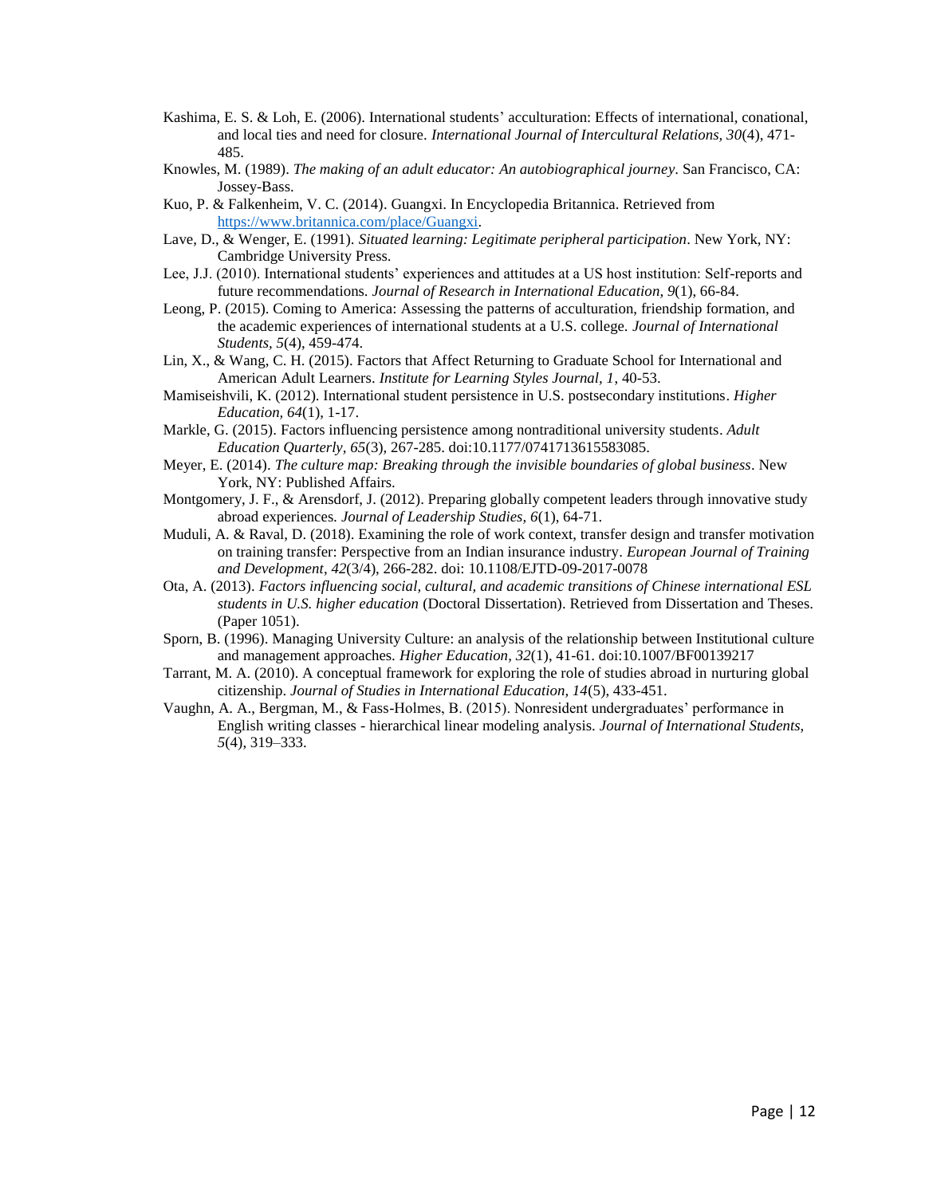Kashima, E. S. & Loh, E. (2006). International students' acculturation: Effects of international, conational, and local ties and need for closure. *International Journal of Intercultural Relations, 30*(4), 471-485.

Knowles, M. (1989). *The making of an adult educator: An autobiographical journey*. San Francisco, CA: Jossey-Bass.

Kuo, P. & Falkenheim, V. C. (2014). Guangxi. In Encyclopedia Britannica. Retrieved from https://www.britannica.com/place/Guangxi.

Lave, D., & Wenger, E. (1991). *Situated learning: Legitimate peripheral participation*. New York, NY: Cambridge University Press.

Lee, J.J. (2010). International students' experiences and attitudes at a US host institution: Self-reports and future recommendations. *Journal of Research in International Education, 9*(1), 66-84.

Leong, P. (2015). Coming to America: Assessing the patterns of acculturation, friendship formation, and the academic experiences of international students at a U.S. college. *Journal of International Students, 5*(4), 459-474.

Lin, X., & Wang, C. H. (2015). Factors that Affect Returning to Graduate School for International and American Adult Learners. *Institute for Learning Styles Journal, 1*, 40-53.

Mamiseishvili, K. (2012). International student persistence in U.S. postsecondary institutions. *Higher Education, 64*(1), 1-17.

Markle, G. (2015). Factors influencing persistence among nontraditional university students. *Adult Education Quarterly, 65*(3), 267-285. doi:10.1177/0741713615583085.

Meyer, E. (2014). *The culture map: Breaking through the invisible boundaries of global business*. New York, NY: Published Affairs.

Montgomery, J. F., & Arensdorf, J. (2012). Preparing globally competent leaders through innovative study abroad experiences. *Journal of Leadership Studies, 6*(1), 64-71.

Muduli, A. & Raval, D. (2018). Examining the role of work context, transfer design and transfer motivation on training transfer: Perspective from an Indian insurance industry. *European Journal of Training and Development, 42*(3/4), 266-282. doi: 10.1108/EJTD-09-2017-0078

Ota, A. (2013). *Factors influencing social, cultural, and academic transitions of Chinese international ESL students in U.S. higher education* (Doctoral Dissertation). Retrieved from Dissertation and Theses. (Paper 1051).

Sporn, B. (1996). Managing University Culture: an analysis of the relationship between Institutional culture and management approaches. *Higher Education, 32*(1), 41-61. doi:10.1007/BF00139217

Tarrant, M. A. (2010). A conceptual framework for exploring the role of studies abroad in nurturing global citizenship. *Journal of Studies in International Education, 14*(5), 433-451.

Vaughn, A. A., Bergman, M., & Fass-Holmes, B. (2015). Nonresident undergraduates' performance in English writing classes - hierarchical linear modeling analysis. *Journal of International Students, 5*(4), 319–333.